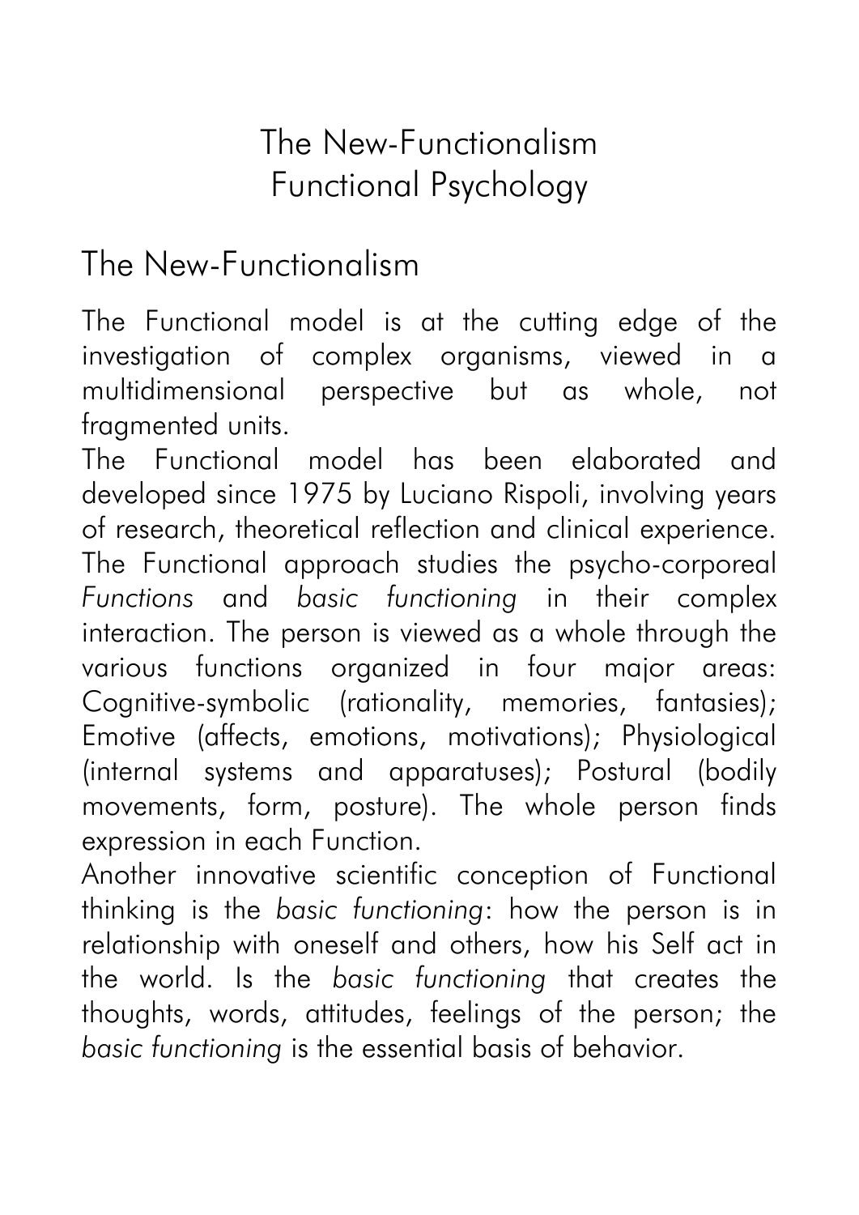# The New-Functionalism
# Functional Psychology

## The New-Functionalism

The Functional model is at the cutting edge of the investigation of complex organisms, viewed in a multidimensional perspective but as whole, not fragmented units.

The Functional model has been elaborated and developed since 1975 by Luciano Rispoli, involving years of research, theoretical reflection and clinical experience. The Functional approach studies the psycho-corporeal *Functions* and *basic functioning* in their complex interaction. The person is viewed as a whole through the various functions organized in four major areas: Cognitive-symbolic (rationality, memories, fantasies); Emotive (affects, emotions, motivations); Physiological (internal systems and apparatuses); Postural (bodily movements, form, posture). The whole person finds expression in each Function.

Another innovative scientific conception of Functional thinking is the *basic functioning*: how the person is in relationship with oneself and others, how his Self act in the world. Is the *basic functioning* that creates the thoughts, words, attitudes, feelings of the person; the *basic functioning* is the essential basis of behavior.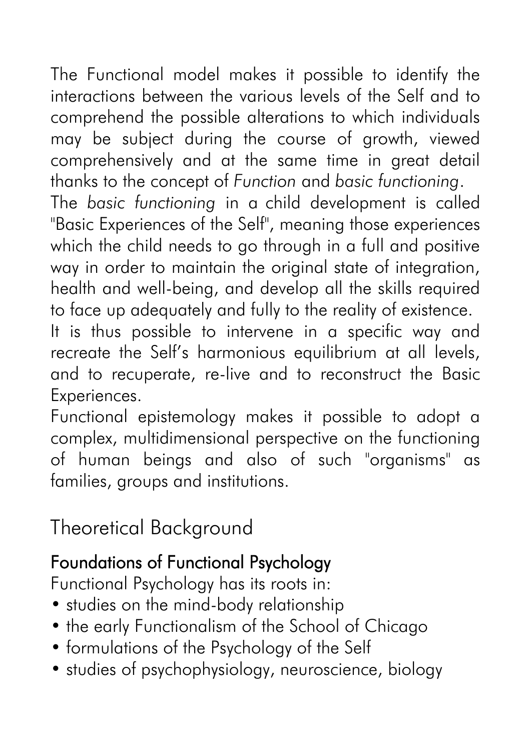The Functional model makes it possible to identify the interactions between the various levels of the Self and to comprehend the possible alterations to which individuals may be subject during the course of growth, viewed comprehensively and at the same time in great detail thanks to the concept of *Function* and *basic functioning*.

The *basic functioning* in a child development is called "Basic Experiences of the Self", meaning those experiences which the child needs to go through in a full and positive way in order to maintain the original state of integration, health and well-being, and develop all the skills required to face up adequately and fully to the reality of existence.

It is thus possible to intervene in a specific way and recreate the Self's harmonious equilibrium at all levels, and to recuperate, re-live and to reconstruct the Basic Experiences.

Functional epistemology makes it possible to adopt a complex, multidimensional perspective on the functioning of human beings and also of such "organisms" as families, groups and institutions.

# Theoretical Background

## Foundations of Functional Psychology

Functional Psychology has its roots in:

- studies on the mind-body relationship
- the early Functionalism of the School of Chicago
- formulations of the Psychology of the Self
- studies of psychophysiology, neuroscience, biology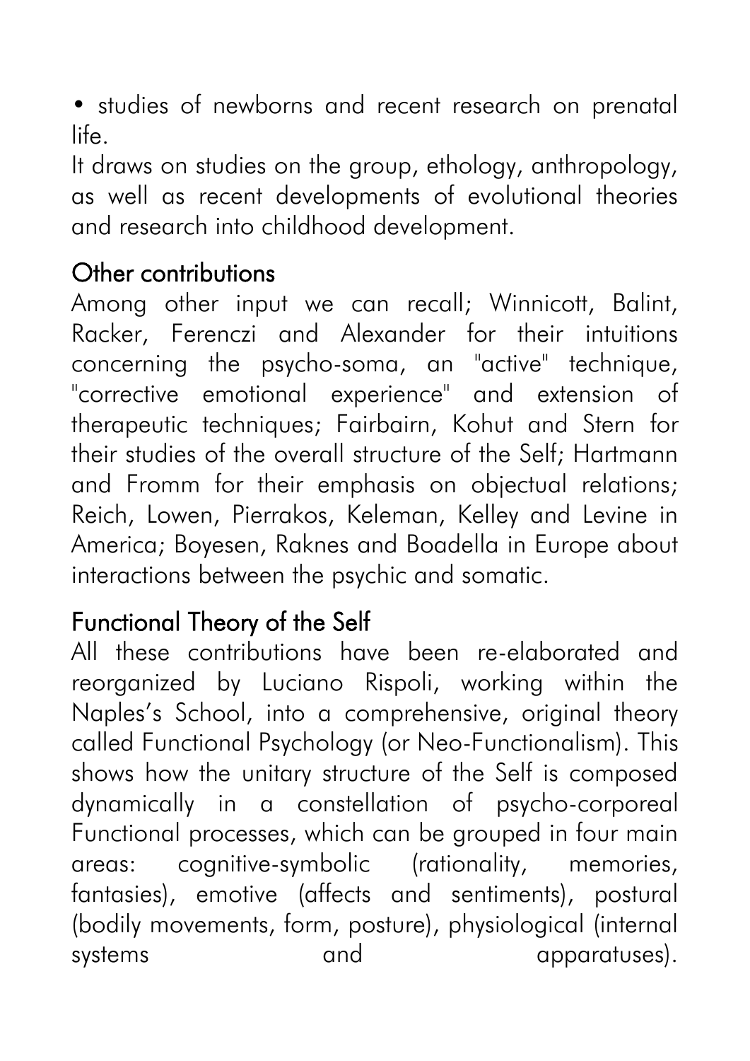- studies of newborns and recent research on prenatal life.

It draws on studies on the group, ethology, anthropology, as well as recent developments of evolutional theories and research into childhood development.

## Other contributions

Among other input we can recall; Winnicott, Balint, Racker, Ferenczi and Alexander for their intuitions concerning the psycho-soma, an "active" technique, "corrective emotional experience" and extension of therapeutic techniques; Fairbairn, Kohut and Stern for their studies of the overall structure of the Self; Hartmann and Fromm for their emphasis on objectual relations; Reich, Lowen, Pierrakos, Keleman, Kelley and Levine in America; Boyesen, Raknes and Boadella in Europe about interactions between the psychic and somatic.

## Functional Theory of the Self

All these contributions have been re-elaborated and reorganized by Luciano Rispoli, working within the Naples's School, into a comprehensive, original theory called Functional Psychology (or Neo-Functionalism). This shows how the unitary structure of the Self is composed dynamically in a constellation of psycho-corporeal Functional processes, which can be grouped in four main areas: cognitive-symbolic (rationality, memories, fantasies), emotive (affects and sentiments), postural (bodily movements, form, posture), physiological (internal systems and apparatuses).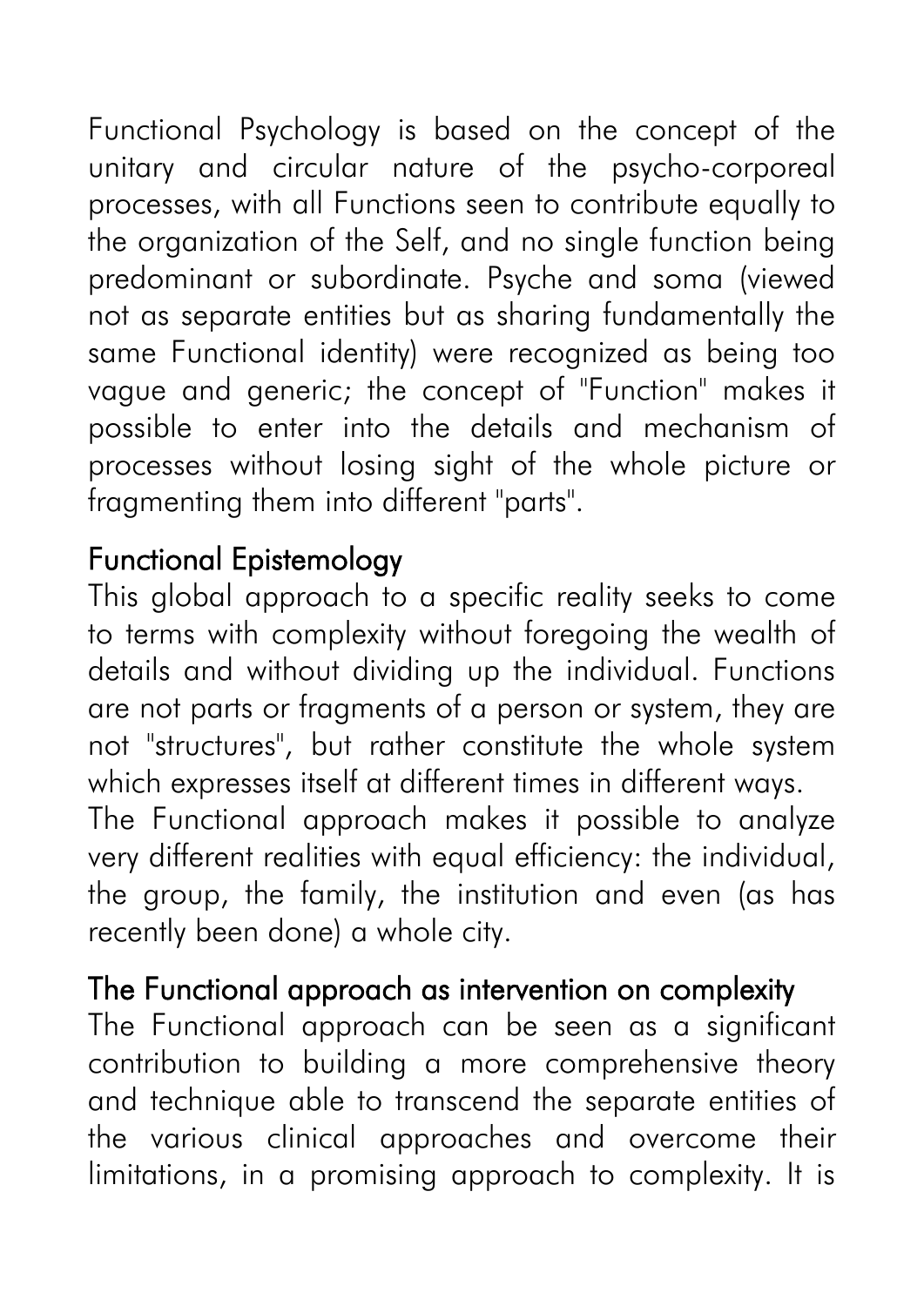Functional Psychology is based on the concept of the unitary and circular nature of the psycho-corporeal processes, with all Functions seen to contribute equally to the organization of the Self, and no single function being predominant or subordinate. Psyche and soma (viewed not as separate entities but as sharing fundamentally the same Functional identity) were recognized as being too vague and generic; the concept of "Function" makes it possible to enter into the details and mechanism of processes without losing sight of the whole picture or fragmenting them into different "parts".

## Functional Epistemology

This global approach to a specific reality seeks to come to terms with complexity without foregoing the wealth of details and without dividing up the individual. Functions are not parts or fragments of a person or system, they are not "structures", but rather constitute the whole system which expresses itself at different times in different ways.

The Functional approach makes it possible to analyze very different realities with equal efficiency: the individual, the group, the family, the institution and even (as has recently been done) a whole city.

## The Functional approach as intervention on complexity

The Functional approach can be seen as a significant contribution to building a more comprehensive theory and technique able to transcend the separate entities of the various clinical approaches and overcome their limitations, in a promising approach to complexity. It is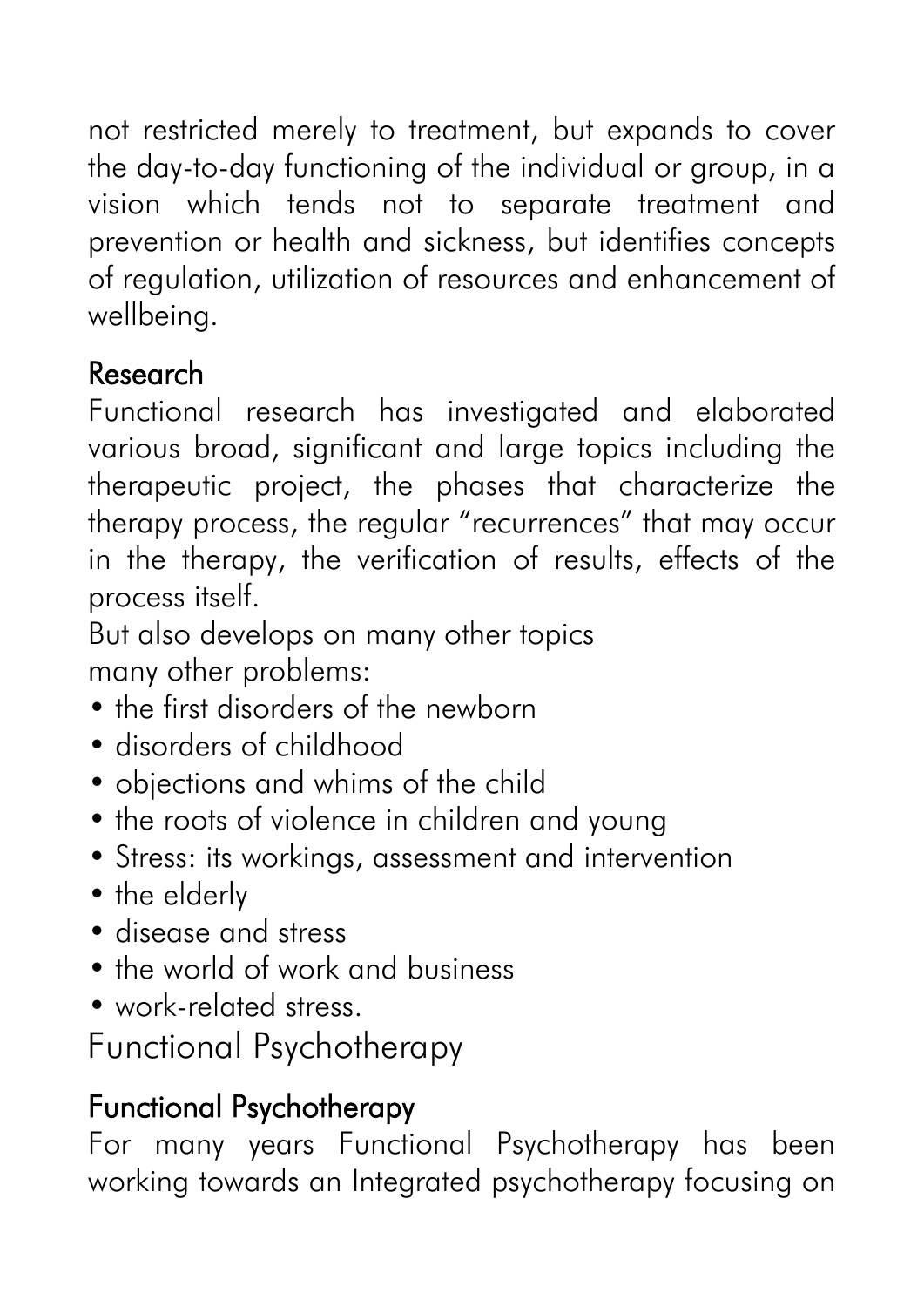not restricted merely to treatment, but expands to cover the day-to-day functioning of the individual or group, in a vision which tends not to separate treatment and prevention or health and sickness, but identifies concepts of regulation, utilization of resources and enhancement of wellbeing.

## Research

Functional research has investigated and elaborated various broad, significant and large topics including the therapeutic project, the phases that characterize the therapy process, the regular “recurrences” that may occur in the therapy, the verification of results, effects of the process itself.

But also develops on many other topics
many other problems:

- the first disorders of the newborn
- disorders of childhood
- objections and whims of the child
- the roots of violence in children and young
- Stress: its workings, assessment and intervention
- the elderly
- disease and stress
- the world of work and business
- work-related stress.

# Functional Psychotherapy

## Functional Psychotherapy

For many years Functional Psychotherapy has been working towards an Integrated psychotherapy focusing on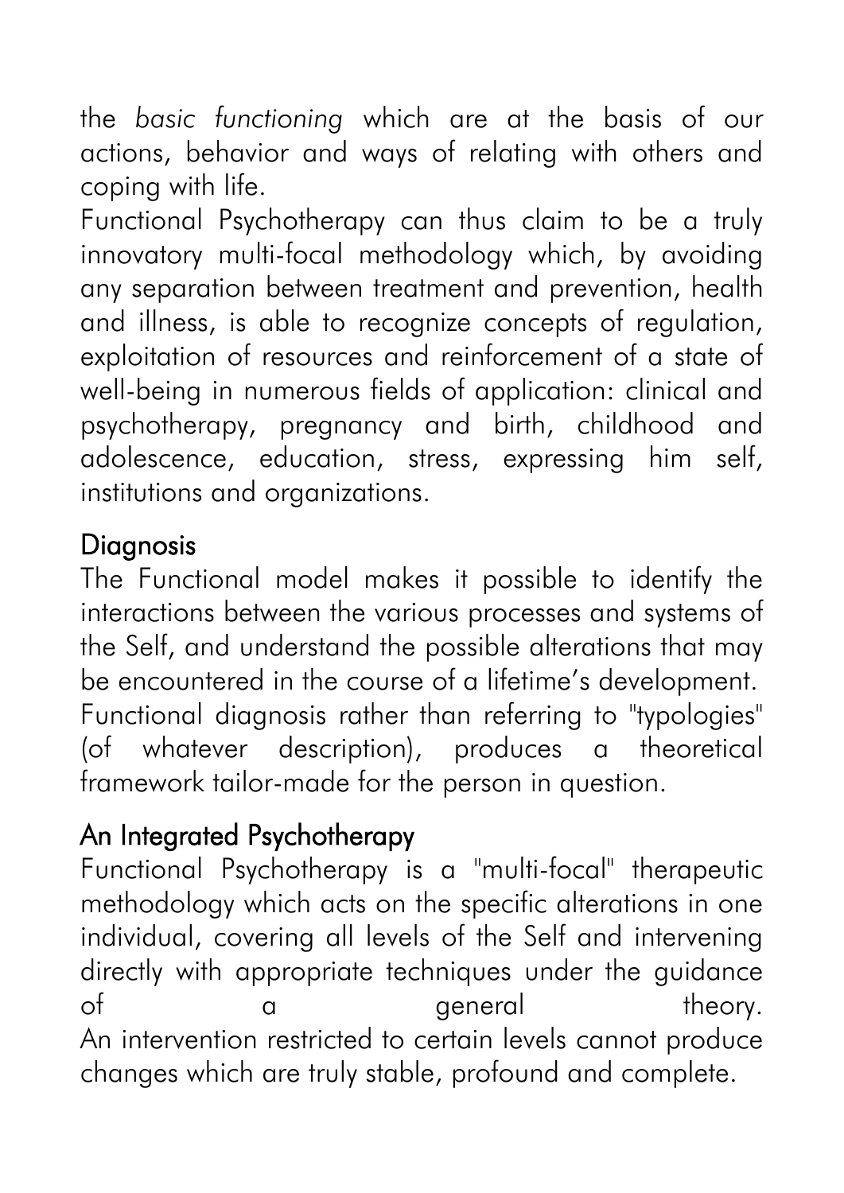the *basic functioning* which are at the basis of our actions, behavior and ways of relating with others and coping with life.

Functional Psychotherapy can thus claim to be a truly innovatory multi-focal methodology which, by avoiding any separation between treatment and prevention, health and illness, is able to recognize concepts of regulation, exploitation of resources and reinforcement of a state of well-being in numerous fields of application: clinical and psychotherapy, pregnancy and birth, childhood and adolescence, education, stress, expressing him self, institutions and organizations.

## Diagnosis

The Functional model makes it possible to identify the interactions between the various processes and systems of the Self, and understand the possible alterations that may be encountered in the course of a lifetime's development.

Functional diagnosis rather than referring to "typologies" (of whatever description), produces a theoretical framework tailor-made for the person in question.

## An Integrated Psychotherapy

Functional Psychotherapy is a "multi-focal" therapeutic methodology which acts on the specific alterations in one individual, covering all levels of the Self and intervening directly with appropriate techniques under the guidance of a general theory.

An intervention restricted to certain levels cannot produce changes which are truly stable, profound and complete.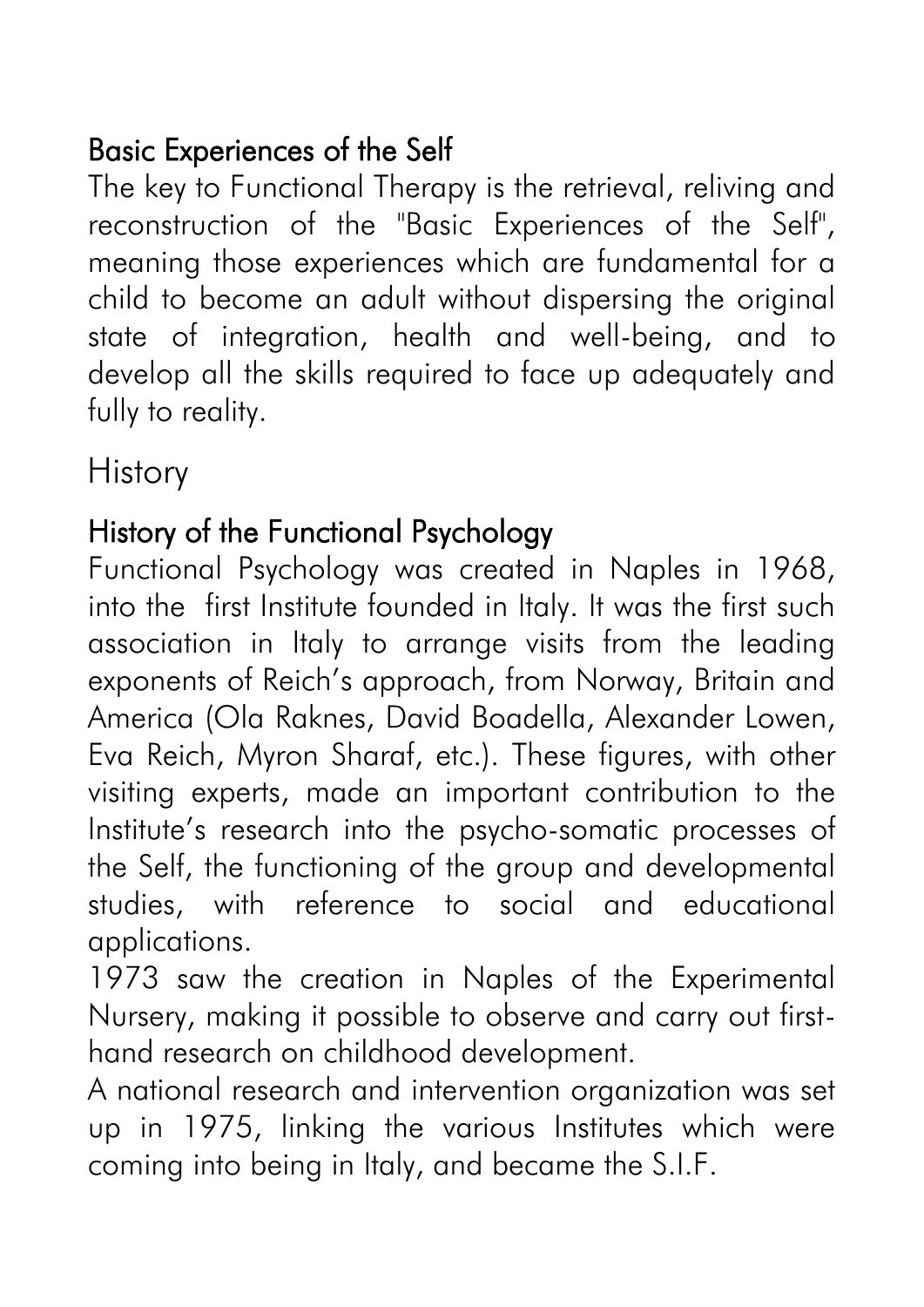### Basic Experiences of the Self

The key to Functional Therapy is the retrieval, reliving and reconstruction of the "Basic Experiences of the Self", meaning those experiences which are fundamental for a child to become an adult without dispersing the original state of integration, health and well-being, and to develop all the skills required to face up adequately and fully to reality.

## History

### History of the Functional Psychology

Functional Psychology was created in Naples in 1968, into the first Institute founded in Italy. It was the first such association in Italy to arrange visits from the leading exponents of Reich's approach, from Norway, Britain and America (Ola Raknes, David Boadella, Alexander Lowen, Eva Reich, Myron Sharaf, etc.). These figures, with other visiting experts, made an important contribution to the Institute's research into the psycho-somatic processes of the Self, the functioning of the group and developmental studies, with reference to social and educational applications.

1973 saw the creation in Naples of the Experimental Nursery, making it possible to observe and carry out first-hand research on childhood development.

A national research and intervention organization was set up in 1975, linking the various Institutes which were coming into being in Italy, and became the S.I.F.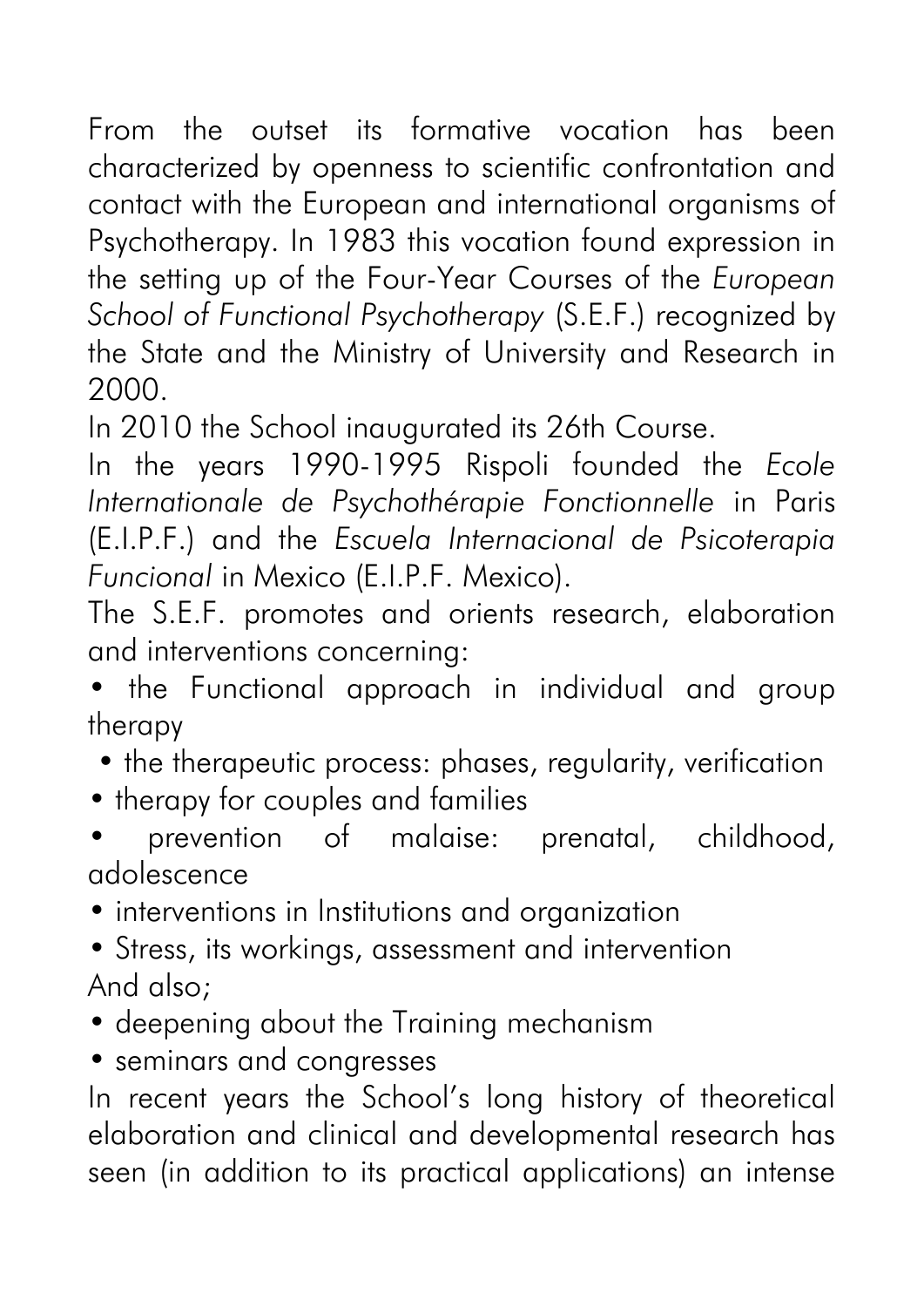From the outset its formative vocation has been characterized by openness to scientific confrontation and contact with the European and international organisms of Psychotherapy. In 1983 this vocation found expression in the setting up of the Four-Year Courses of the *European School of Functional Psychotherapy* (S.E.F.) recognized by the State and the Ministry of University and Research in 2000.

In 2010 the School inaugurated its 26th Course.

In the years 1990-1995 Rispoli founded the *Ecole Internationale de Psychothérapie Fonctionnelle* in Paris (E.I.P.F.) and the *Escuela Internacional de Psicoterapia Funcional* in Mexico (E.I.P.F. Mexico).

The S.E.F. promotes and orients research, elaboration and interventions concerning:

- the Functional approach in individual and group therapy
- the therapeutic process: phases, regularity, verification
- therapy for couples and families
- prevention of malaise: prenatal, childhood, adolescence
- interventions in Institutions and organization
- Stress, its workings, assessment and intervention

And also;

- deepening about the Training mechanism
- seminars and congresses

In recent years the School's long history of theoretical elaboration and clinical and developmental research has seen (in addition to its practical applications) an intense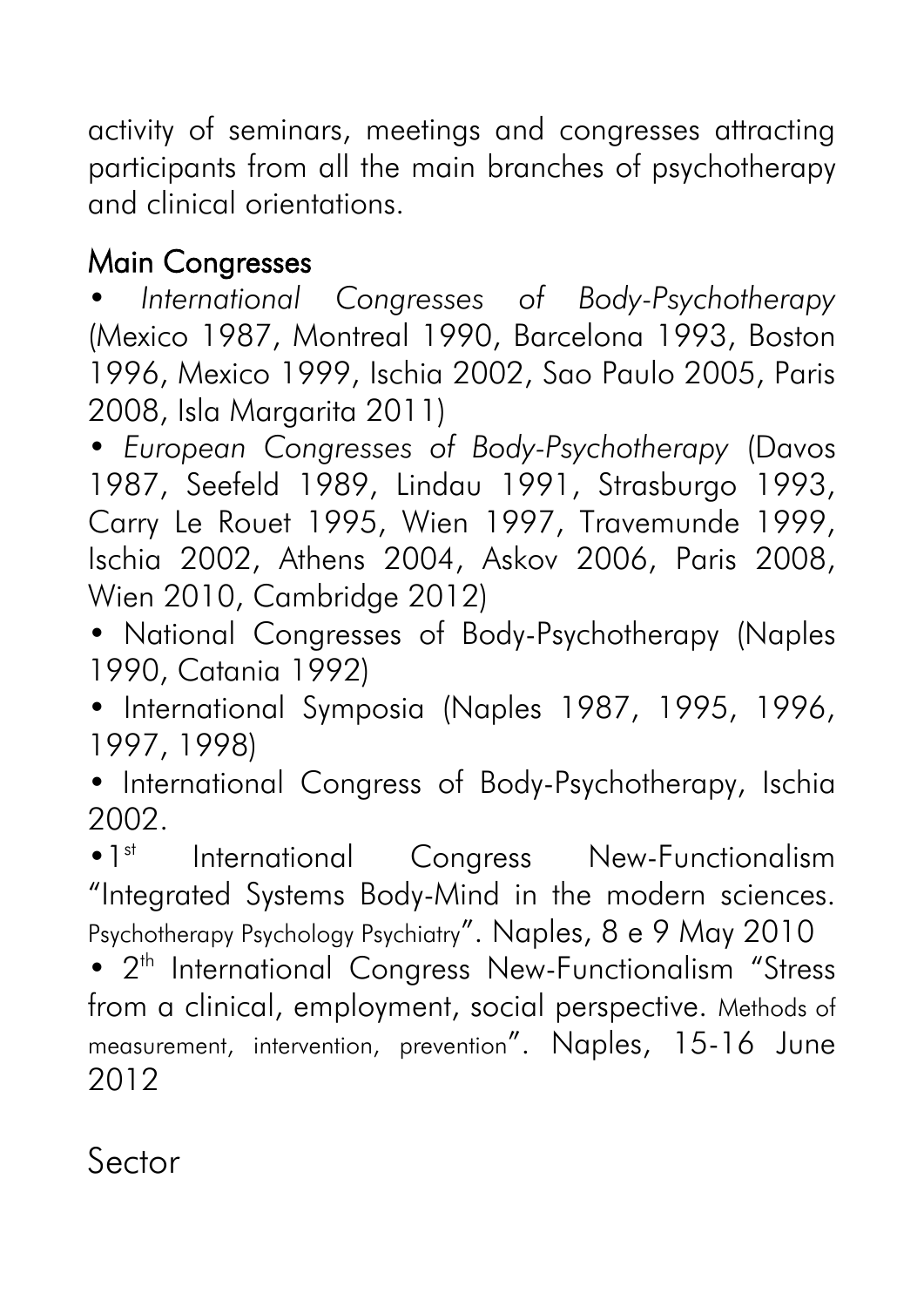activity of seminars, meetings and congresses attracting participants from all the main branches of psychotherapy and clinical orientations.

## Main Congresses

- *International Congresses of Body-Psychotherapy* (Mexico 1987, Montreal 1990, Barcelona 1993, Boston 1996, Mexico 1999, Ischia 2002, Sao Paulo 2005, Paris 2008, Isla Margarita 2011)
- *European Congresses of Body-Psychotherapy* (Davos 1987, Seefeld 1989, Lindau 1991, Strasburgo 1993, Carry Le Rouet 1995, Wien 1997, Travemunde 1999, Ischia 2002, Athens 2004, Askov 2006, Paris 2008, Wien 2010, Cambridge 2012)
- National Congresses of Body-Psychotherapy (Naples 1990, Catania 1992)
- International Symposia (Naples 1987, 1995, 1996, 1997, 1998)
- International Congress of Body-Psychotherapy, Ischia 2002.
- 1st International Congress New-Functionalism "Integrated Systems Body-Mind in the modern sciences. Psychotherapy Psychology Psychiatry". Naples, 8 e 9 May 2010
- 2th International Congress New-Functionalism "Stress from a clinical, employment, social perspective. Methods of measurement, intervention, prevention". Naples, 15-16 June 2012

## Sector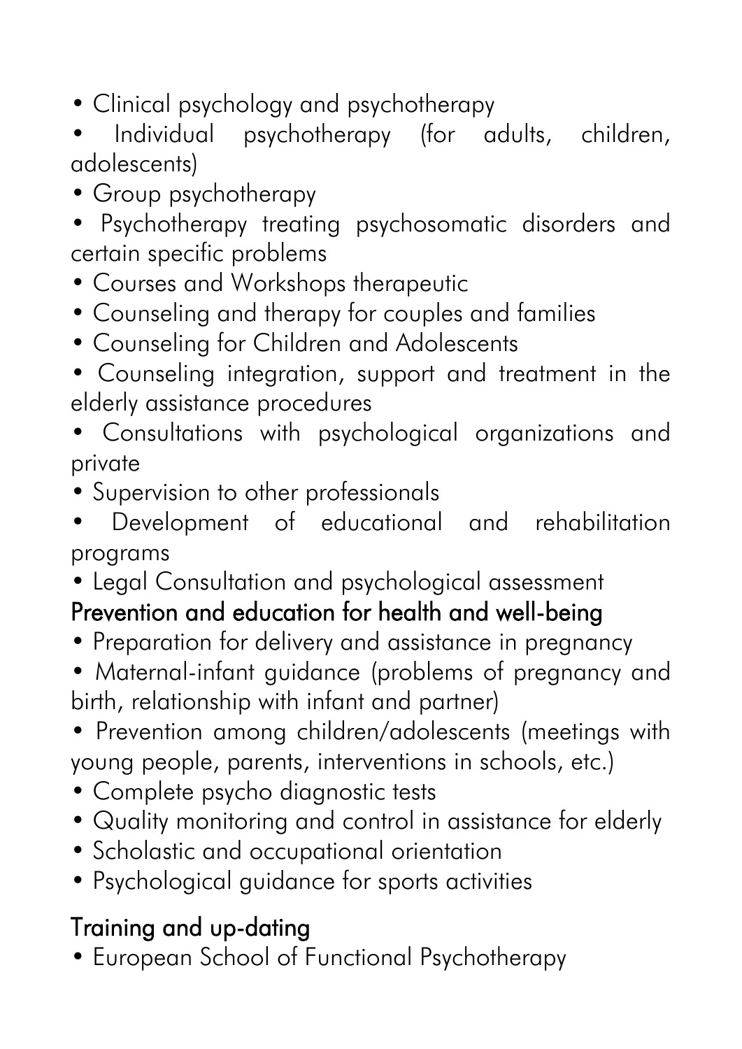- Clinical psychology and psychotherapy
- Individual psychotherapy (for adults, children, adolescents)
- Group psychotherapy
- Psychotherapy treating psychosomatic disorders and certain specific problems
- Courses and Workshops therapeutic
- Counseling and therapy for couples and families
- Counseling for Children and Adolescents
- Counseling integration, support and treatment in the elderly assistance procedures
- Consultations with psychological organizations and private
- Supervision to other professionals
- Development of educational and rehabilitation programs
- Legal Consultation and psychological assessment

## Prevention and education for health and well-being

- Preparation for delivery and assistance in pregnancy
- Maternal-infant guidance (problems of pregnancy and birth, relationship with infant and partner)
- Prevention among children/adolescents (meetings with young people, parents, interventions in schools, etc.)
- Complete psycho diagnostic tests
- Quality monitoring and control in assistance for elderly
- Scholastic and occupational orientation
- Psychological guidance for sports activities

## Training and up-dating

- European School of Functional Psychotherapy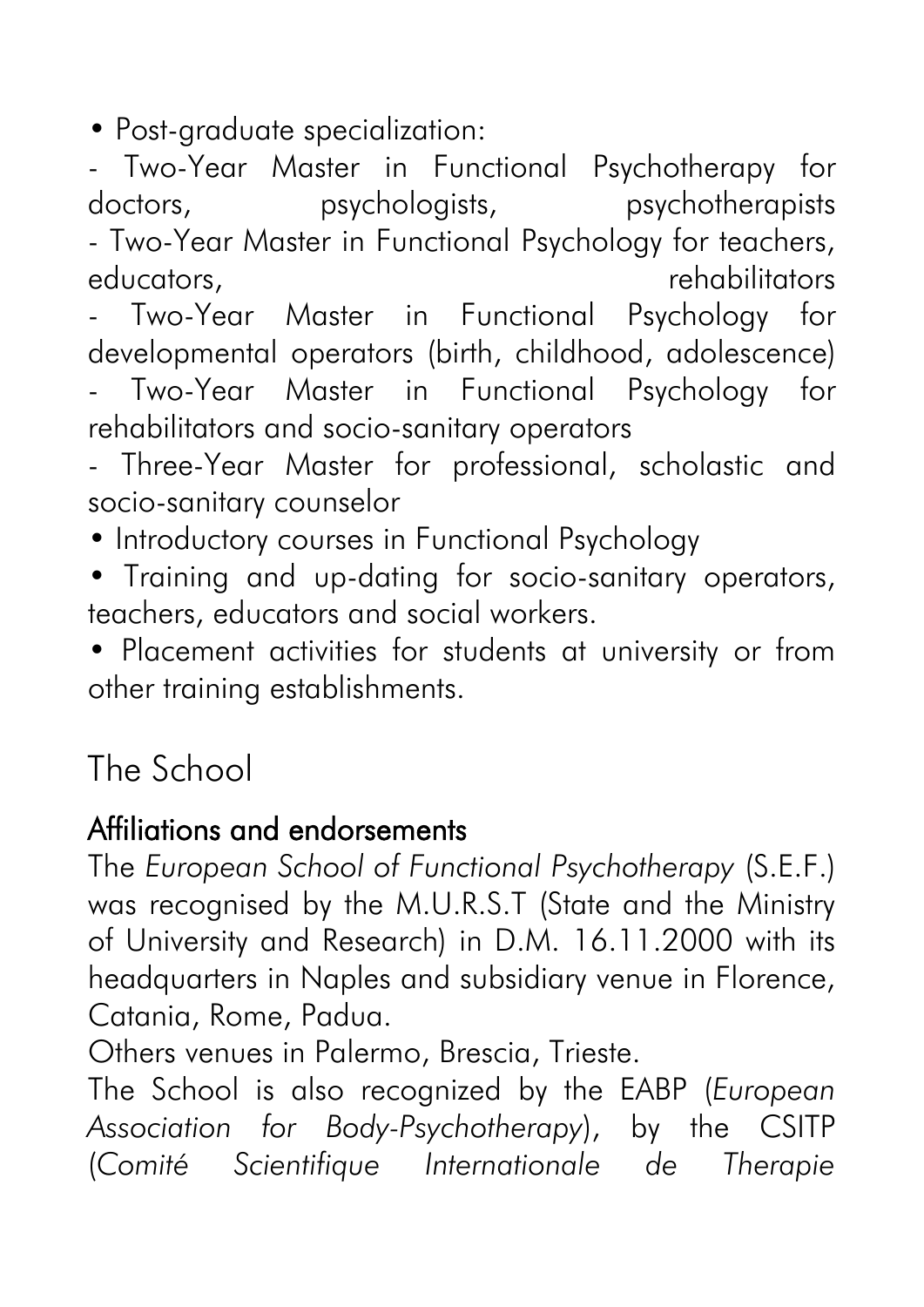- Post-graduate specialization:
  - Two-Year Master in Functional Psychotherapy for doctors, psychologists, psychotherapists
  - Two-Year Master in Functional Psychology for teachers, educators, rehabilitators
  - Two-Year Master in Functional Psychology for developmental operators (birth, childhood, adolescence)
  - Two-Year Master in Functional Psychology for rehabilitators and socio-sanitary operators
  - Three-Year Master for professional, scholastic and socio-sanitary counselor
- Introductory courses in Functional Psychology
- Training and up-dating for socio-sanitary operators, teachers, educators and social workers.
- Placement activities for students at university or from other training establishments.

# The School

## Affiliations and endorsements

The *European School of Functional Psychotherapy* (S.E.F.) was recognised by the M.U.R.S.T (State and the Ministry of University and Research) in D.M. 16.11.2000 with its headquarters in Naples and subsidiary venue in Florence, Catania, Rome, Padua.

Others venues in Palermo, Brescia, Trieste.

The School is also recognized by the EABP (*European Association for Body-Psychotherapy*), by the CSITP (*Comité Scientifique Internationale de Therapie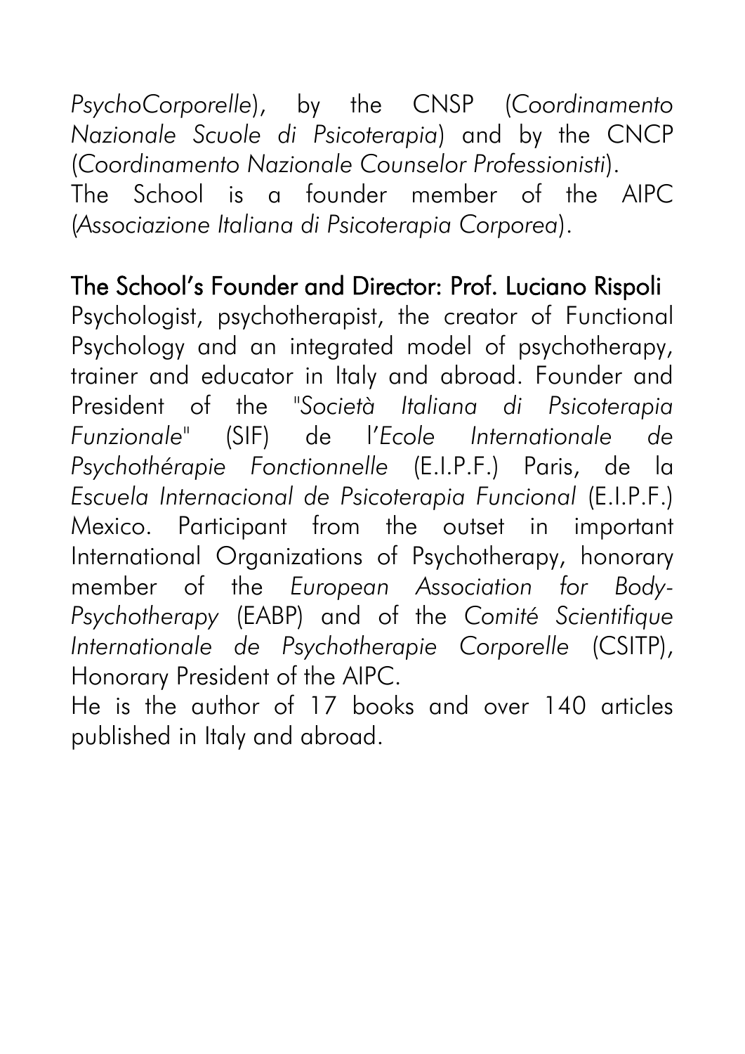*PsychoCorporelle*), by the CNSP (*Coordinamento Nazionale Scuole di Psicoterapia*) and by the CNCP (*Coordinamento Nazionale Counselor Professionisti*).
The School is a founder member of the AIPC (*Associazione Italiana di Psicoterapia Corporea*).

## The School's Founder and Director: Prof. Luciano Rispoli

Psychologist, psychotherapist, the creator of Functional Psychology and an integrated model of psychotherapy, trainer and educator in Italy and abroad. Founder and President of the "*Società Italiana di Psicoterapia Funzionale*" (SIF) de l'*Ecole Internationale de Psychothérapie Fonctionnelle* (E.I.P.F.) Paris, de la *Escuela Internacional de Psicoterapia Funcional* (E.I.P.F.) Mexico. Participant from the outset in important International Organizations of Psychotherapy, honorary member of the *European Association for Body-Psychotherapy* (EABP) and of the *Comité Scientifique Internationale de Psychotherapie Corporelle* (CSITP), Honorary President of the AIPC.
He is the author of 17 books and over 140 articles published in Italy and abroad.